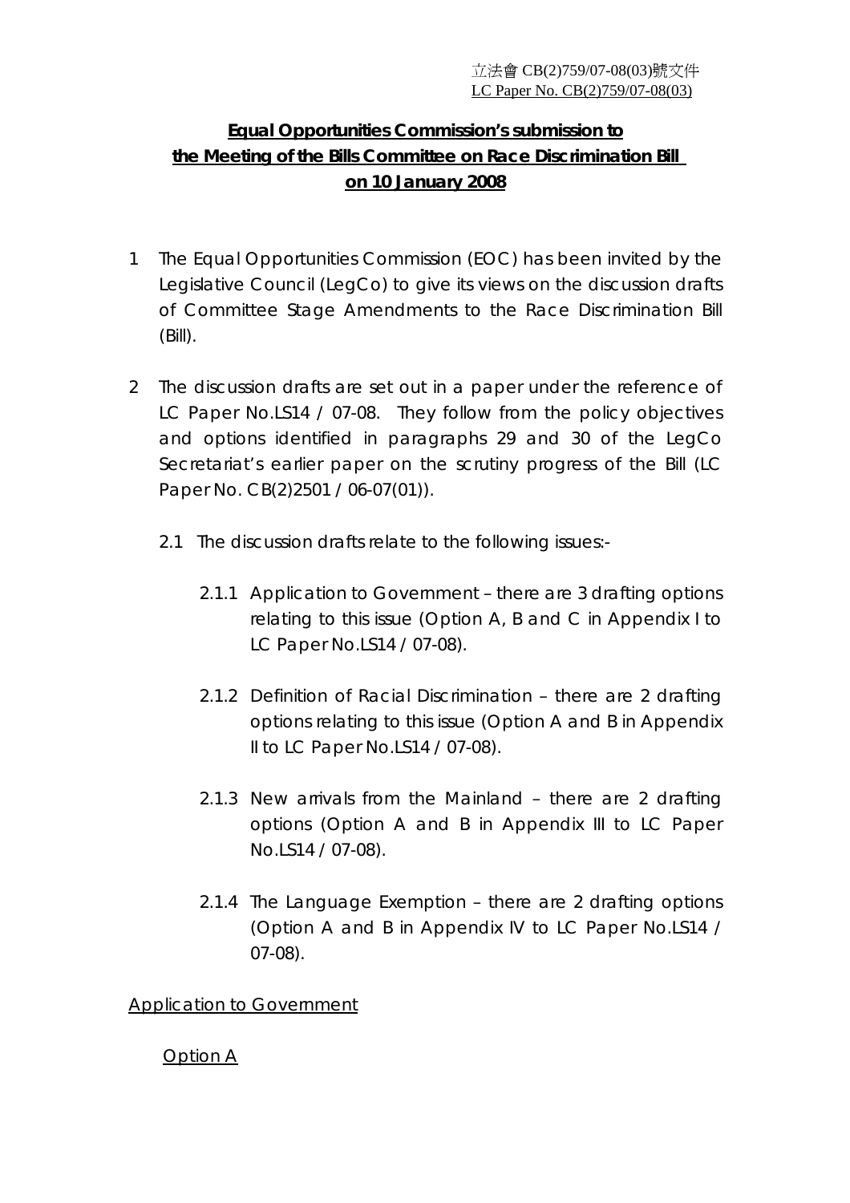立法會 CB(2)759/07-08(03)號文件
LC Paper No. CB(2)759/07-08(03)

# Equal Opportunities Commission's submission to the Meeting of the Bills Committee on Race Discrimination Bill on 10 January 2008

1 The Equal Opportunities Commission (EOC) has been invited by the Legislative Council (LegCo) to give its views on the discussion drafts of Committee Stage Amendments to the Race Discrimination Bill (Bill).

2 The discussion drafts are set out in a paper under the reference of LC Paper No.LS14 / 07-08. They follow from the policy objectives and options identified in paragraphs 29 and 30 of the LegCo Secretariat's earlier paper on the scrutiny progress of the Bill (LC Paper No. CB(2)2501 / 06-07(01)).

2.1 The discussion drafts relate to the following issues:-

2.1.1 Application to Government – there are 3 drafting options relating to this issue (Option A, B and C in Appendix I to LC Paper No.LS14 / 07-08).

2.1.2 Definition of Racial Discrimination – there are 2 drafting options relating to this issue (Option A and B in Appendix II to LC Paper No.LS14 / 07-08).

2.1.3 New arrivals from the Mainland – there are 2 drafting options (Option A and B in Appendix III to LC Paper No.LS14 / 07-08).

2.1.4 The Language Exemption – there are 2 drafting options (Option A and B in Appendix IV to LC Paper No.LS14 / 07-08).

## Application to Government

### Option A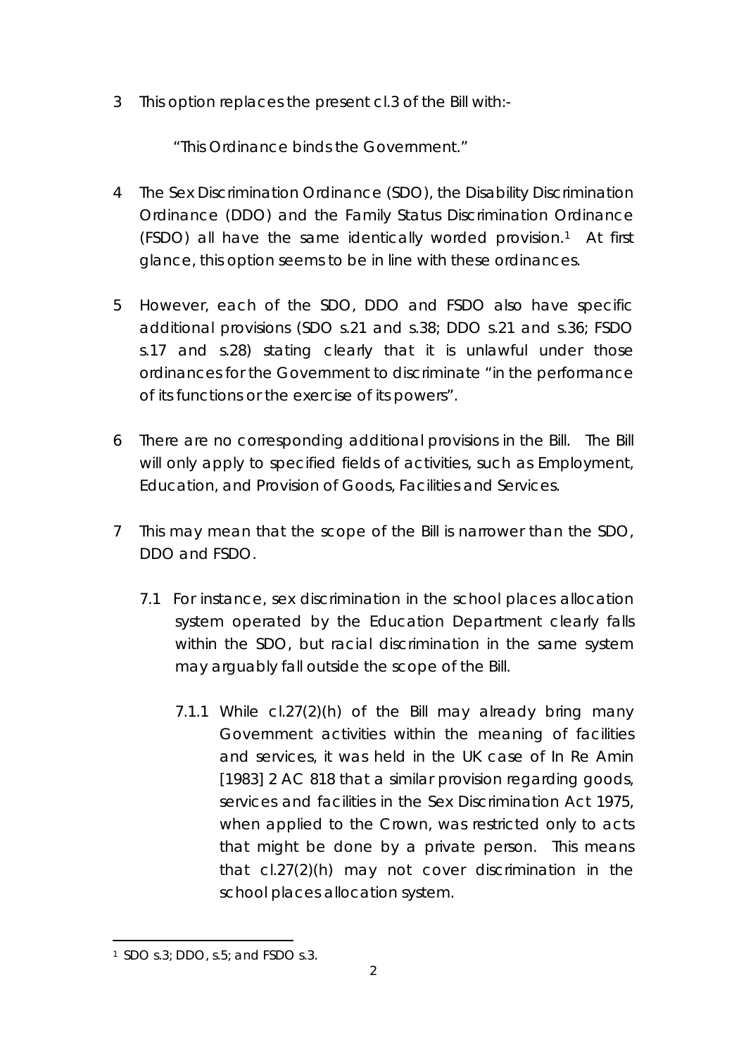3 This option replaces the present cl.3 of the Bill with:-

> "This Ordinance binds the Government."

4 The Sex Discrimination Ordinance (SDO), the Disability Discrimination Ordinance (DDO) and the Family Status Discrimination Ordinance (FSDO) all have the same identically worded provision.[1] At first glance, this option seems to be in line with these ordinances.

5 However, each of the SDO, DDO and FSDO also have specific additional provisions (SDO s.21 and s.38; DDO s.21 and s.36; FSDO s.17 and s.28) stating clearly that it is unlawful under those ordinances for the Government to discriminate "in the performance of its functions or the exercise of its powers".

6 There are no corresponding additional provisions in the Bill. The Bill will only apply to specified fields of activities, such as Employment, Education, and Provision of Goods, Facilities and Services.

7 This may mean that the scope of the Bill is narrower than the SDO, DDO and FSDO.

7.1 For instance, sex discrimination in the school places allocation system operated by the Education Department clearly falls within the SDO, but racial discrimination in the same system may arguably fall outside the scope of the Bill.

7.1.1 While cl.27(2)(h) of the Bill may already bring many Government activities within the meaning of facilities and services, it was held in the UK case of In Re Amin [1983] 2 AC 818 that a similar provision regarding goods, services and facilities in the Sex Discrimination Act 1975, when applied to the Crown, was restricted only to acts that might be done by a private person. This means that cl.27(2)(h) may not cover discrimination in the school places allocation system.

---

[1] SDO s.3; DDO, s.5; and FSDO s.3.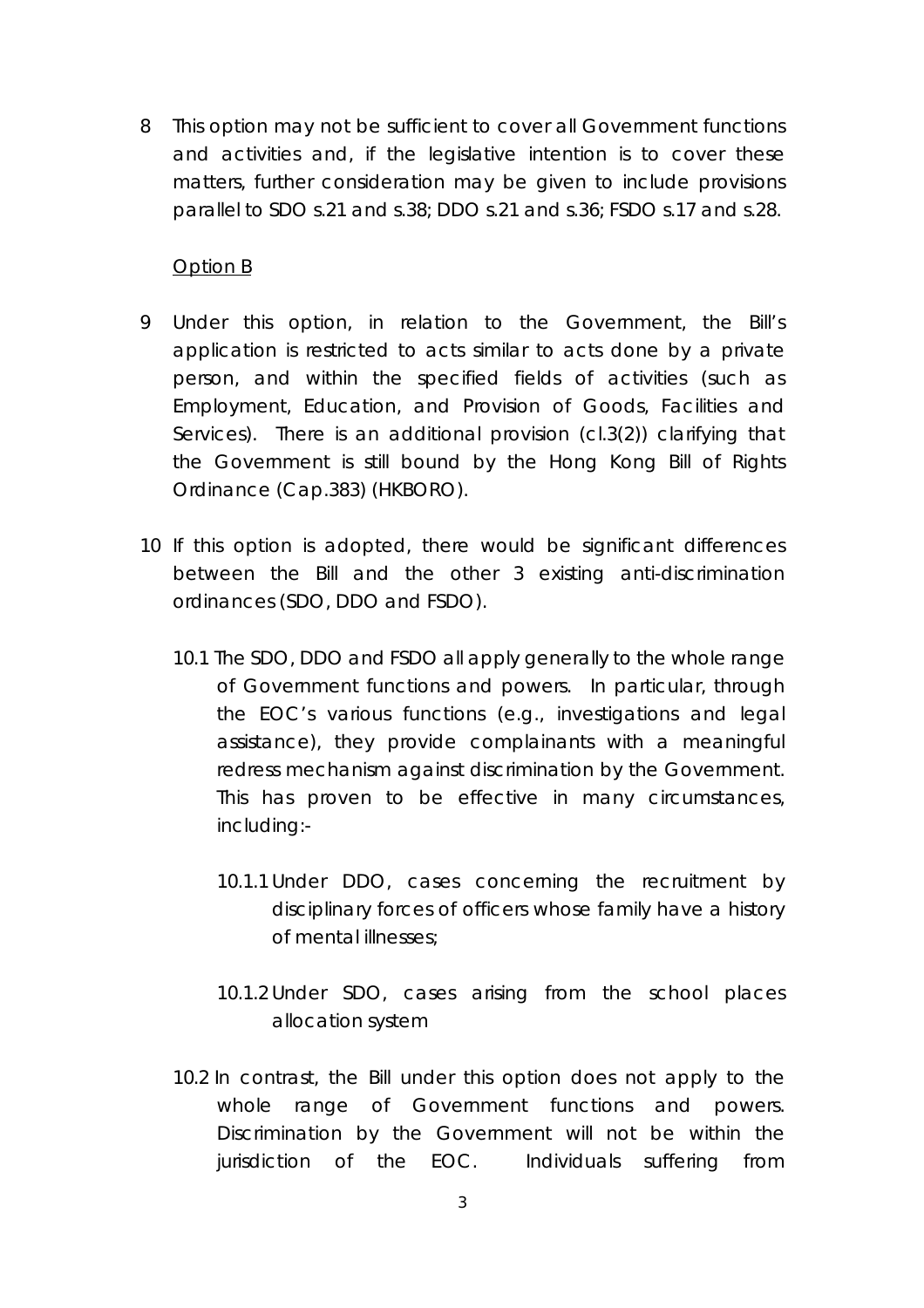8 This option may not be sufficient to cover all Government functions and activities and, if the legislative intention is to cover these matters, further consideration may be given to include provisions parallel to SDO s.21 and s.38; DDO s.21 and s.36; FSDO s.17 and s.28.

<u>Option B</u>

9 Under this option, in relation to the Government, the Bill's application is restricted to acts similar to acts done by a private person, and within the specified fields of activities (such as Employment, Education, and Provision of Goods, Facilities and Services). There is an additional provision (cl.3(2)) clarifying that the Government is still bound by the Hong Kong Bill of Rights Ordinance (Cap.383) (HKBORO).

10 If this option is adopted, there would be significant differences between the Bill and the other 3 existing anti-discrimination ordinances (SDO, DDO and FSDO).

10.1 The SDO, DDO and FSDO all apply generally to the whole range of Government functions and powers. In particular, through the EOC's various functions (e.g., investigations and legal assistance), they provide complainants with a meaningful redress mechanism against discrimination by the Government. This has proven to be effective in many circumstances, including:-

10.1.1 Under DDO, cases concerning the recruitment by disciplinary forces of officers whose family have a history of mental illnesses;

10.1.2 Under SDO, cases arising from the school places allocation system

10.2 In contrast, the Bill under this option does not apply to the whole range of Government functions and powers. Discrimination by the Government will not be within the jurisdiction of the EOC. Individuals suffering from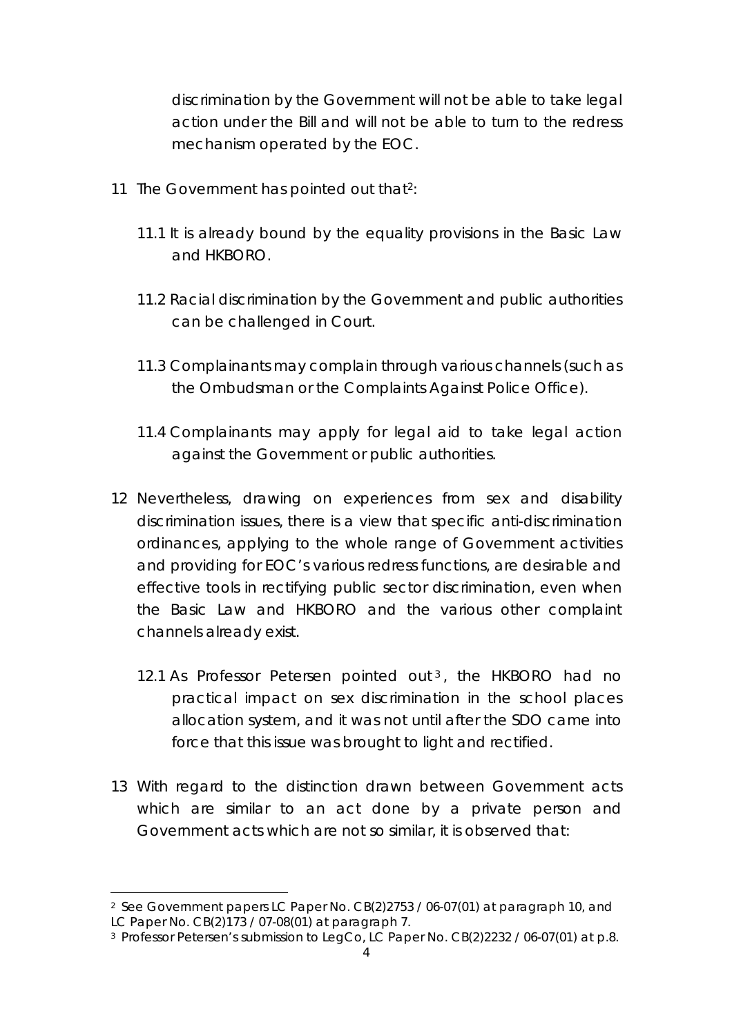discrimination by the Government will not be able to take legal action under the Bill and will not be able to turn to the redress mechanism operated by the EOC.

11 The Government has pointed out that[2]:

11.1 It is already bound by the equality provisions in the Basic Law and HKBORO.

11.2 Racial discrimination by the Government and public authorities can be challenged in Court.

11.3 Complainants may complain through various channels (such as the Ombudsman or the Complaints Against Police Office).

11.4 Complainants may apply for legal aid to take legal action against the Government or public authorities.

12 Nevertheless, drawing on experiences from sex and disability discrimination issues, there is a view that specific anti-discrimination ordinances, applying to the whole range of Government activities and providing for EOC's various redress functions, are desirable and effective tools in rectifying public sector discrimination, even when the Basic Law and HKBORO and the various other complaint channels already exist.

12.1 As Professor Petersen pointed out[3], the HKBORO had no practical impact on sex discrimination in the school places allocation system, and it was not until after the SDO came into force that this issue was brought to light and rectified.

13 With regard to the distinction drawn between Government acts which are similar to an act done by a private person and Government acts which are not so similar, it is observed that:

---

[2] See Government papers LC Paper No. CB(2)2753 / 06-07(01) at paragraph 10, and LC Paper No. CB(2)173 / 07-08(01) at paragraph 7.

[3] Professor Petersen's submission to LegCo, LC Paper No. CB(2)2232 / 06-07(01) at p.8.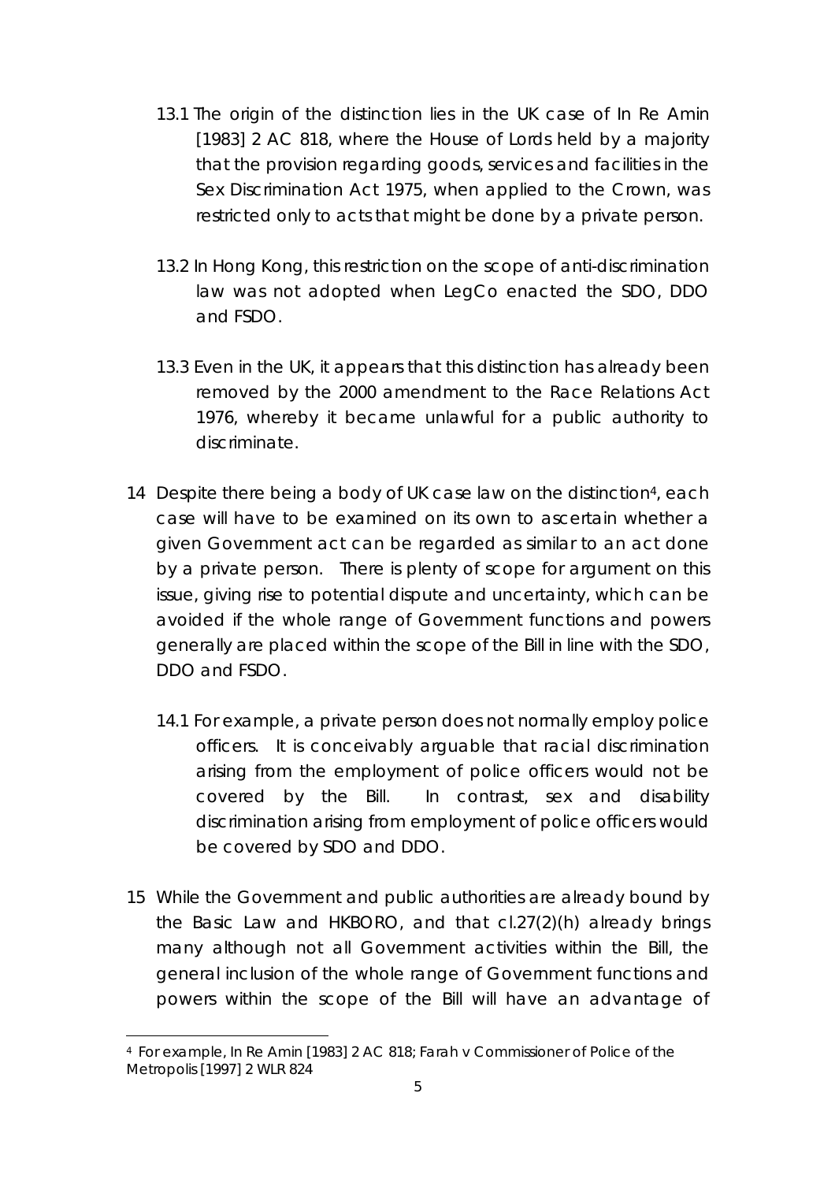13.1 The origin of the distinction lies in the UK case of In Re Amin [1983] 2 AC 818, where the House of Lords held by a majority that the provision regarding goods, services and facilities in the Sex Discrimination Act 1975, when applied to the Crown, was restricted only to acts that might be done by a private person.

13.2 In Hong Kong, this restriction on the scope of anti-discrimination law was not adopted when LegCo enacted the SDO, DDO and FSDO.

13.3 Even in the UK, it appears that this distinction has already been removed by the 2000 amendment to the Race Relations Act 1976, whereby it became unlawful for a public authority to discriminate.

14 Despite there being a body of UK case law on the distinction[4], each case will have to be examined on its own to ascertain whether a given Government act can be regarded as similar to an act done by a private person. There is plenty of scope for argument on this issue, giving rise to potential dispute and uncertainty, which can be avoided if the whole range of Government functions and powers generally are placed within the scope of the Bill in line with the SDO, DDO and FSDO.

14.1 For example, a private person does not normally employ police officers. It is conceivably arguable that racial discrimination arising from the employment of police officers would not be covered by the Bill. In contrast, sex and disability discrimination arising from employment of police officers would be covered by SDO and DDO.

15 While the Government and public authorities are already bound by the Basic Law and HKBORO, and that cl.27(2)(h) already brings many although not all Government activities within the Bill, the general inclusion of the whole range of Government functions and powers within the scope of the Bill will have an advantage of

[4] For example, In Re Amin [1983] 2 AC 818; Farah v Commissioner of Police of the Metropolis [1997] 2 WLR 824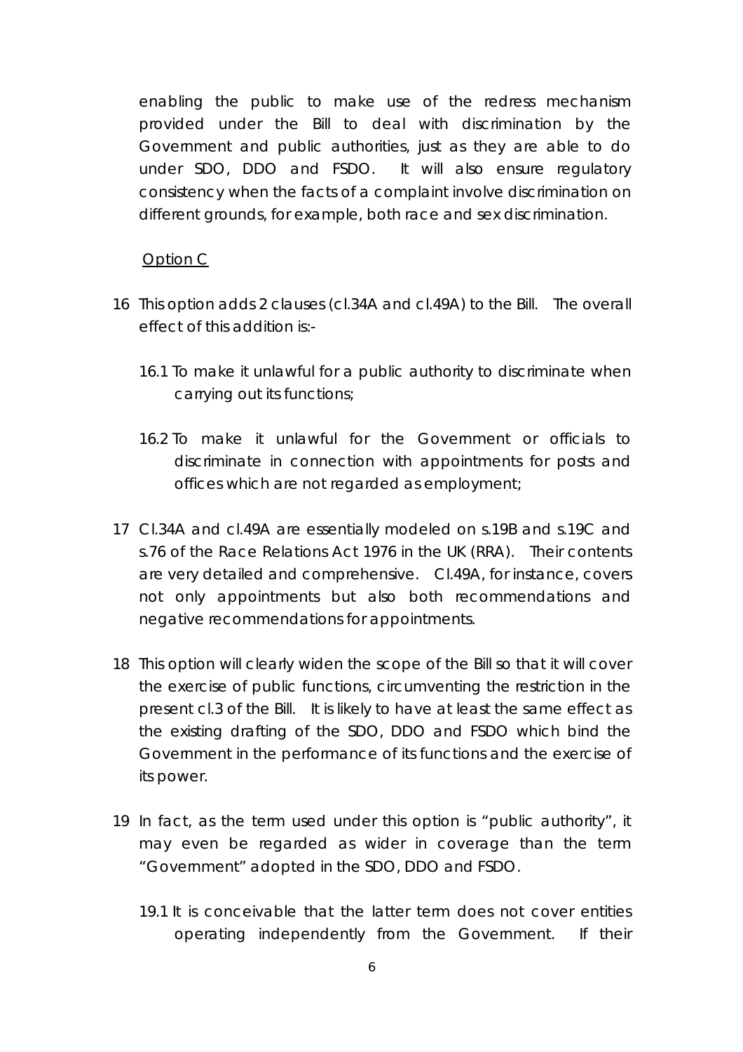enabling the public to make use of the redress mechanism provided under the Bill to deal with discrimination by the Government and public authorities, just as they are able to do under SDO, DDO and FSDO. It will also ensure regulatory consistency when the facts of a complaint involve discrimination on different grounds, for example, both race and sex discrimination.

Option C

16 This option adds 2 clauses (cl.34A and cl.49A) to the Bill. The overall effect of this addition is:-

16.1 To make it unlawful for a public authority to discriminate when carrying out its functions;

16.2 To make it unlawful for the Government or officials to discriminate in connection with appointments for posts and offices which are not regarded as employment;

17 Cl.34A and cl.49A are essentially modeled on s.19B and s.19C and s.76 of the Race Relations Act 1976 in the UK (RRA). Their contents are very detailed and comprehensive. Cl.49A, for instance, covers not only appointments but also both recommendations and negative recommendations for appointments.

18 This option will clearly widen the scope of the Bill so that it will cover the exercise of public functions, circumventing the restriction in the present cl.3 of the Bill. It is likely to have at least the same effect as the existing drafting of the SDO, DDO and FSDO which bind the Government in the performance of its functions and the exercise of its power.

19 In fact, as the term used under this option is "public authority", it may even be regarded as wider in coverage than the term "Government" adopted in the SDO, DDO and FSDO.

19.1 It is conceivable that the latter term does not cover entities operating independently from the Government. If their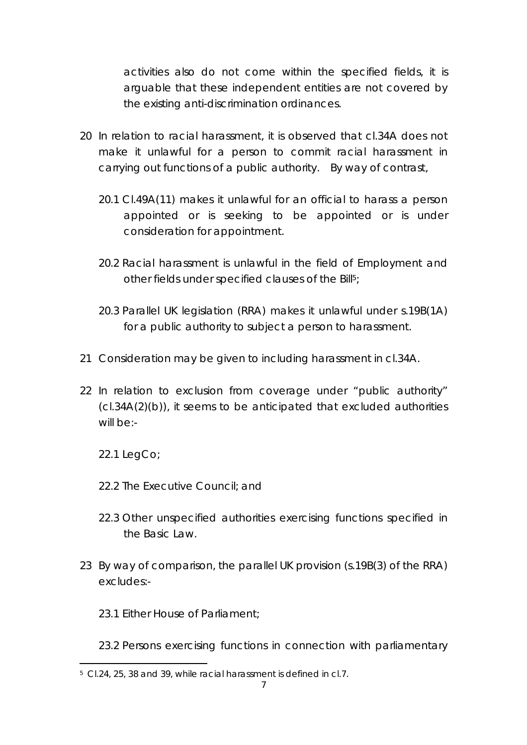activities also do not come within the specified fields, it is arguable that these independent entities are not covered by the existing anti-discrimination ordinances.

20 In relation to racial harassment, it is observed that cl.34A does not make it unlawful for a person to commit racial harassment in carrying out functions of a public authority. By way of contrast,

20.1 Cl.49A(11) makes it unlawful for an official to harass a person appointed or is seeking to be appointed or is under consideration for appointment.

20.2 Racial harassment is unlawful in the field of Employment and other fields under specified clauses of the Bill[5];

20.3 Parallel UK legislation (RRA) makes it unlawful under s.19B(1A) for a public authority to subject a person to harassment.

21 Consideration may be given to including harassment in cl.34A.

22 In relation to exclusion from coverage under "public authority" (cl.34A(2)(b)), it seems to be anticipated that excluded authorities will be:-

22.1 LegCo;

22.2 The Executive Council; and

22.3 Other unspecified authorities exercising functions specified in the Basic Law.

23 By way of comparison, the parallel UK provision (s.19B(3) of the RRA) excludes:-

23.1 Either House of Parliament;

23.2 Persons exercising functions in connection with parliamentary

[5] Cl.24, 25, 38 and 39, while racial harassment is defined in cl.7.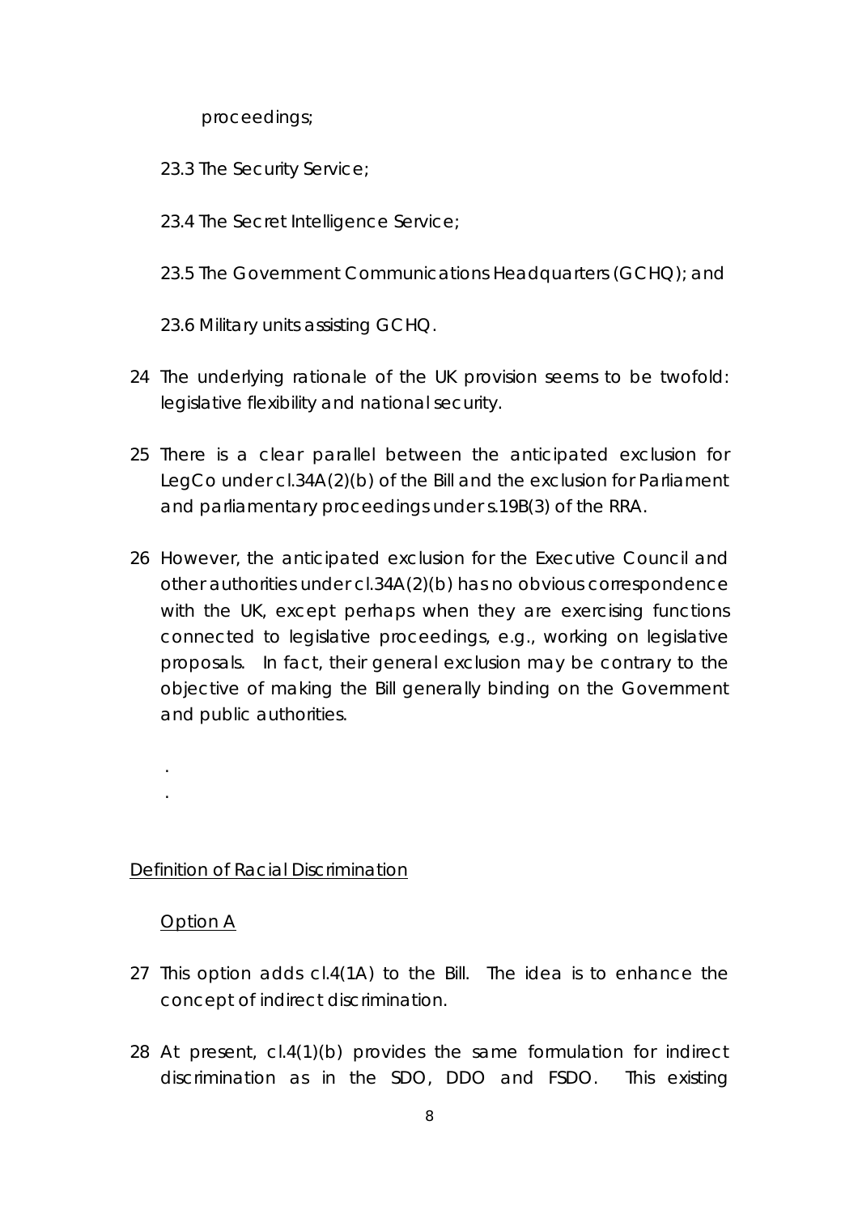proceedings;

23.3 The Security Service;

23.4 The Secret Intelligence Service;

23.5 The Government Communications Headquarters (GCHQ); and

23.6 Military units assisting GCHQ.

24 The underlying rationale of the UK provision seems to be twofold: legislative flexibility and national security.

25 There is a clear parallel between the anticipated exclusion for LegCo under cl.34A(2)(b) of the Bill and the exclusion for Parliament and parliamentary proceedings under s.19B(3) of the RRA.

26 However, the anticipated exclusion for the Executive Council and other authorities under cl.34A(2)(b) has no obvious correspondence with the UK, except perhaps when they are exercising functions connected to legislative proceedings, e.g., working on legislative proposals. In fact, their general exclusion may be contrary to the objective of making the Bill generally binding on the Government and public authorities.

.
.

<u>Definition of Racial Discrimination</u>

<u>Option A</u>

27 This option adds cl.4(1A) to the Bill. The idea is to enhance the concept of indirect discrimination.

28 At present, cl.4(1)(b) provides the same formulation for indirect discrimination as in the SDO, DDO and FSDO. This existing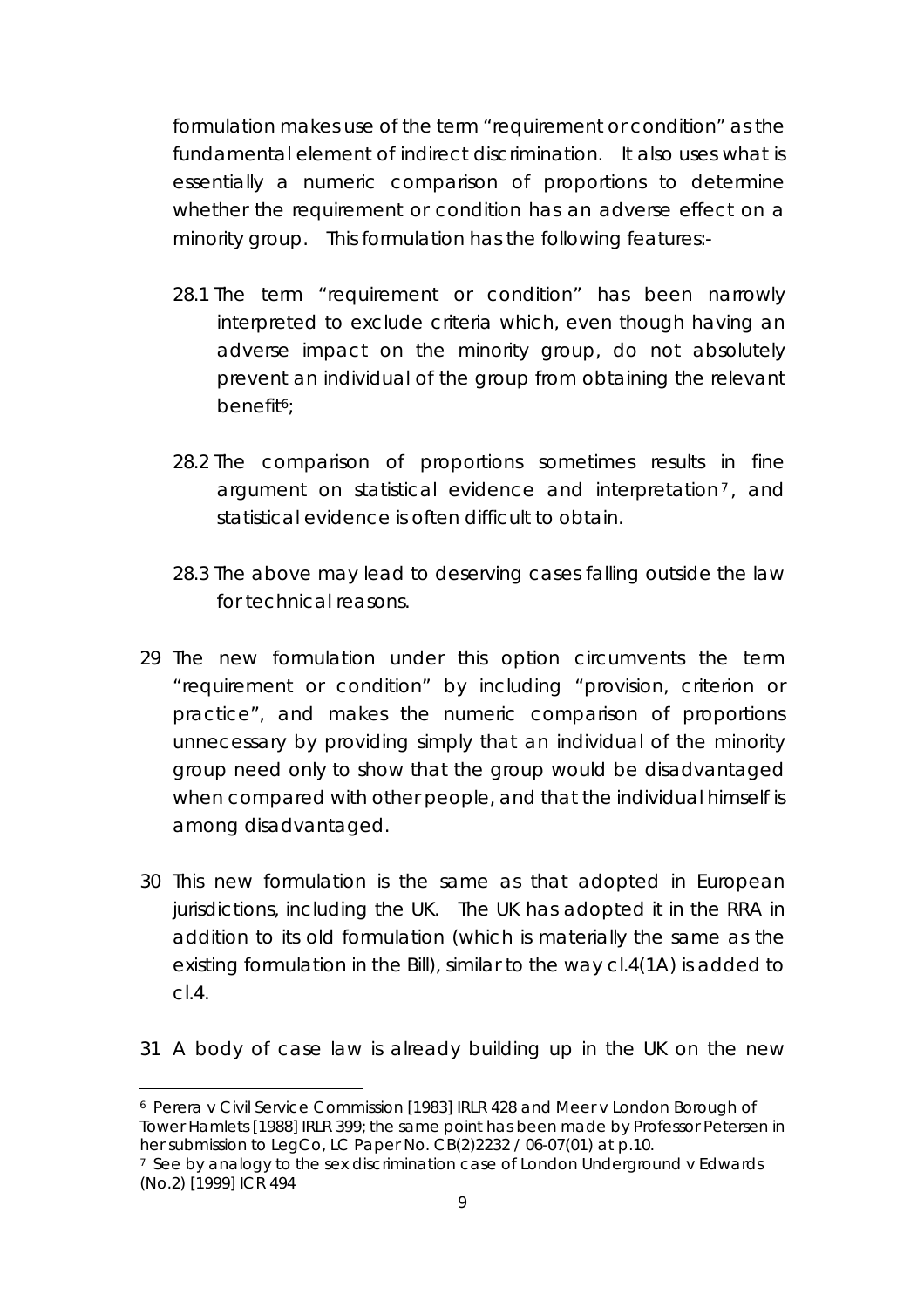formulation makes use of the term "requirement or condition" as the fundamental element of indirect discrimination. It also uses what is essentially a numeric comparison of proportions to determine whether the requirement or condition has an adverse effect on a minority group. This formulation has the following features:-

28.1 The term "requirement or condition" has been narrowly interpreted to exclude criteria which, even though having an adverse impact on the minority group, do not absolutely prevent an individual of the group from obtaining the relevant benefit[6];

28.2 The comparison of proportions sometimes results in fine argument on statistical evidence and interpretation[7], and statistical evidence is often difficult to obtain.

28.3 The above may lead to deserving cases falling outside the law for technical reasons.

29 The new formulation under this option circumvents the term "requirement or condition" by including "provision, criterion or practice", and makes the numeric comparison of proportions unnecessary by providing simply that an individual of the minority group need only to show that the group would be disadvantaged when compared with other people, and that the individual himself is among disadvantaged.

30 This new formulation is the same as that adopted in European jurisdictions, including the UK. The UK has adopted it in the RRA in addition to its old formulation (which is materially the same as the existing formulation in the Bill), similar to the way cl.4(1A) is added to cl.4.

31 A body of case law is already building up in the UK on the new

---

[6] Perera v Civil Service Commission [1983] IRLR 428 and Meer v London Borough of Tower Hamlets [1988] IRLR 399; the same point has been made by Professor Petersen in her submission to LegCo, LC Paper No. CB(2)2232 / 06-07(01) at p.10.

[7] See by analogy to the sex discrimination case of London Underground v Edwards (No.2) [1999] ICR 494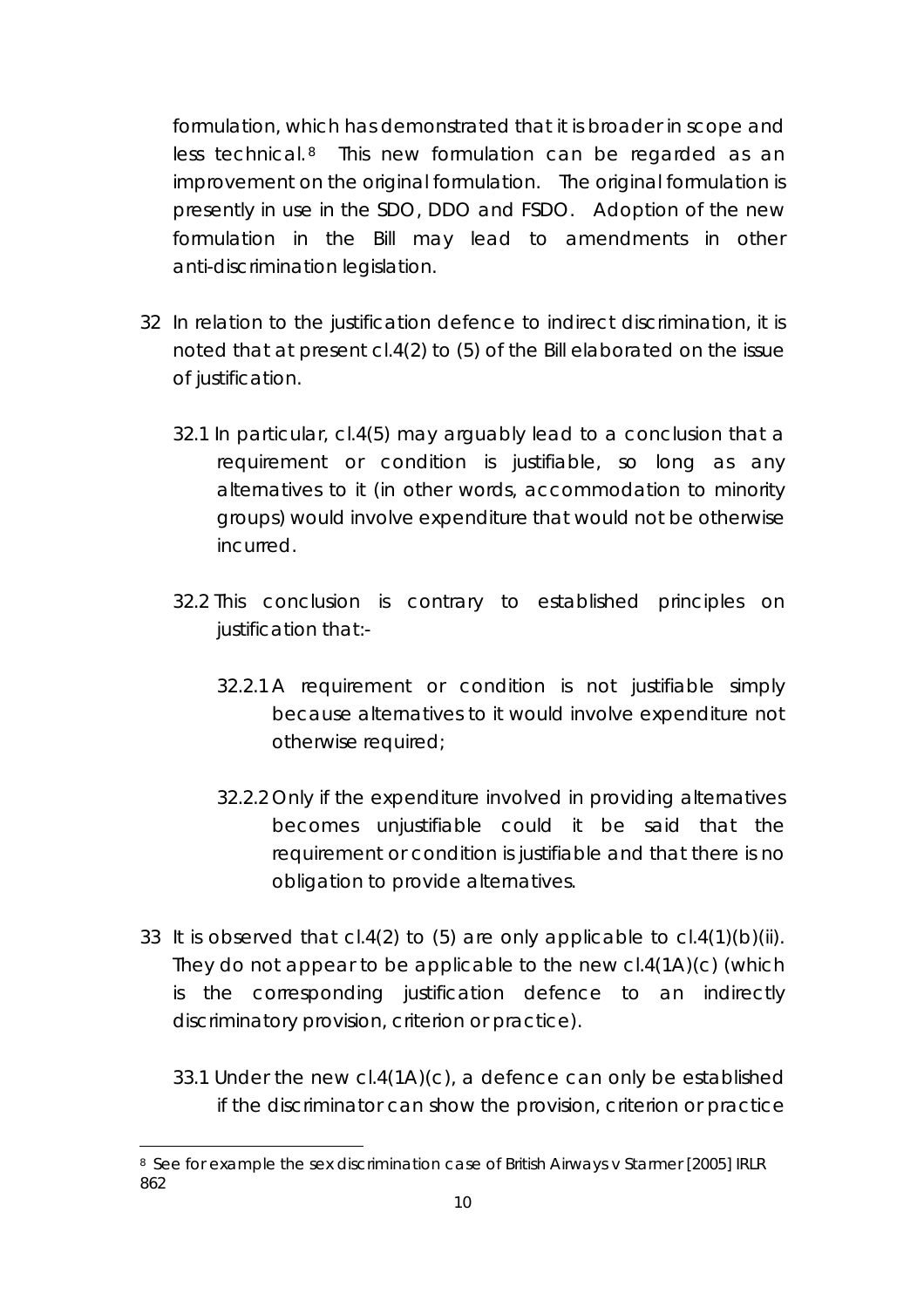formulation, which has demonstrated that it is broader in scope and less technical.[8] This new formulation can be regarded as an improvement on the original formulation. The original formulation is presently in use in the SDO, DDO and FSDO. Adoption of the new formulation in the Bill may lead to amendments in other anti-discrimination legislation.

32 In relation to the justification defence to indirect discrimination, it is noted that at present cl.4(2) to (5) of the Bill elaborated on the issue of justification.

32.1 In particular, cl.4(5) may arguably lead to a conclusion that a requirement or condition is justifiable, so long as any alternatives to it (in other words, accommodation to minority groups) would involve expenditure that would not be otherwise incurred.

32.2 This conclusion is contrary to established principles on justification that:-

32.2.1 A requirement or condition is not justifiable simply because alternatives to it would involve expenditure not otherwise required;

32.2.2 Only if the expenditure involved in providing alternatives becomes unjustifiable could it be said that the requirement or condition is justifiable and that there is no obligation to provide alternatives.

33 It is observed that cl.4(2) to (5) are only applicable to cl.4(1)(b)(ii). They do not appear to be applicable to the new cl.4(1A)(c) (which is the corresponding justification defence to an indirectly discriminatory provision, criterion or practice).

33.1 Under the new cl.4(1A)(c), a defence can only be established if the discriminator can show the provision, criterion or practice

---

[8] See for example the sex discrimination case of *British Airways v Starmer* [2005] IRLR 862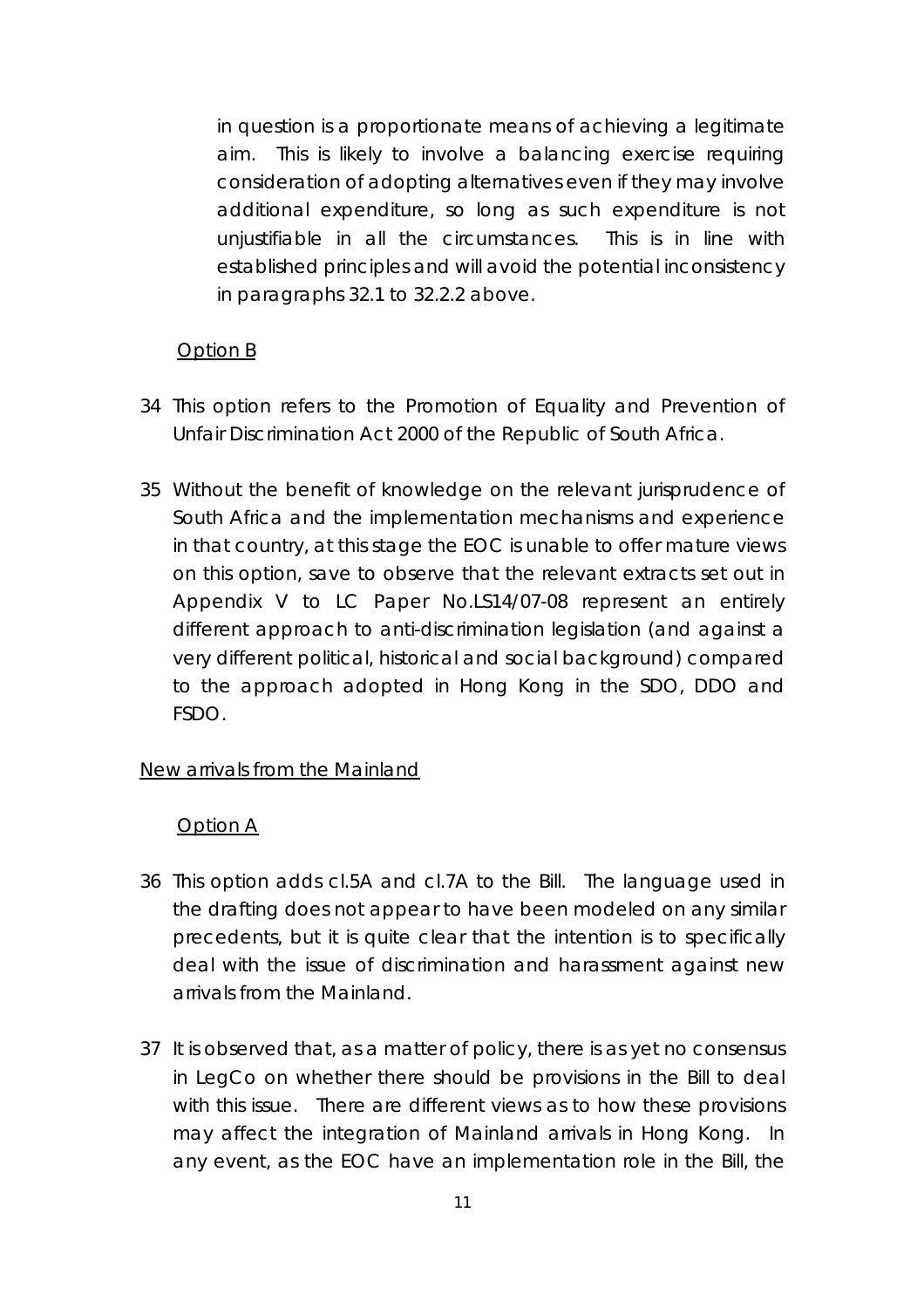in question is a proportionate means of achieving a legitimate aim. This is likely to involve a balancing exercise requiring consideration of adopting alternatives even if they may involve additional expenditure, so long as such expenditure is not unjustifiable in all the circumstances. This is in line with established principles and will avoid the potential inconsistency in paragraphs 32.1 to 32.2.2 above.

Option B

34 This option refers to the Promotion of Equality and Prevention of Unfair Discrimination Act 2000 of the Republic of South Africa.

35 Without the benefit of knowledge on the relevant jurisprudence of South Africa and the implementation mechanisms and experience in that country, at this stage the EOC is unable to offer mature views on this option, save to observe that the relevant extracts set out in Appendix V to LC Paper No.LS14/07-08 represent an entirely different approach to anti-discrimination legislation (and against a very different political, historical and social background) compared to the approach adopted in Hong Kong in the SDO, DDO and FSDO.

New arrivals from the Mainland

Option A

36 This option adds cl.5A and cl.7A to the Bill. The language used in the drafting does not appear to have been modeled on any similar precedents, but it is quite clear that the intention is to specifically deal with the issue of discrimination and harassment against new arrivals from the Mainland.

37 It is observed that, as a matter of policy, there is as yet no consensus in LegCo on whether there should be provisions in the Bill to deal with this issue. There are different views as to how these provisions may affect the integration of Mainland arrivals in Hong Kong. In any event, as the EOC have an implementation role in the Bill, the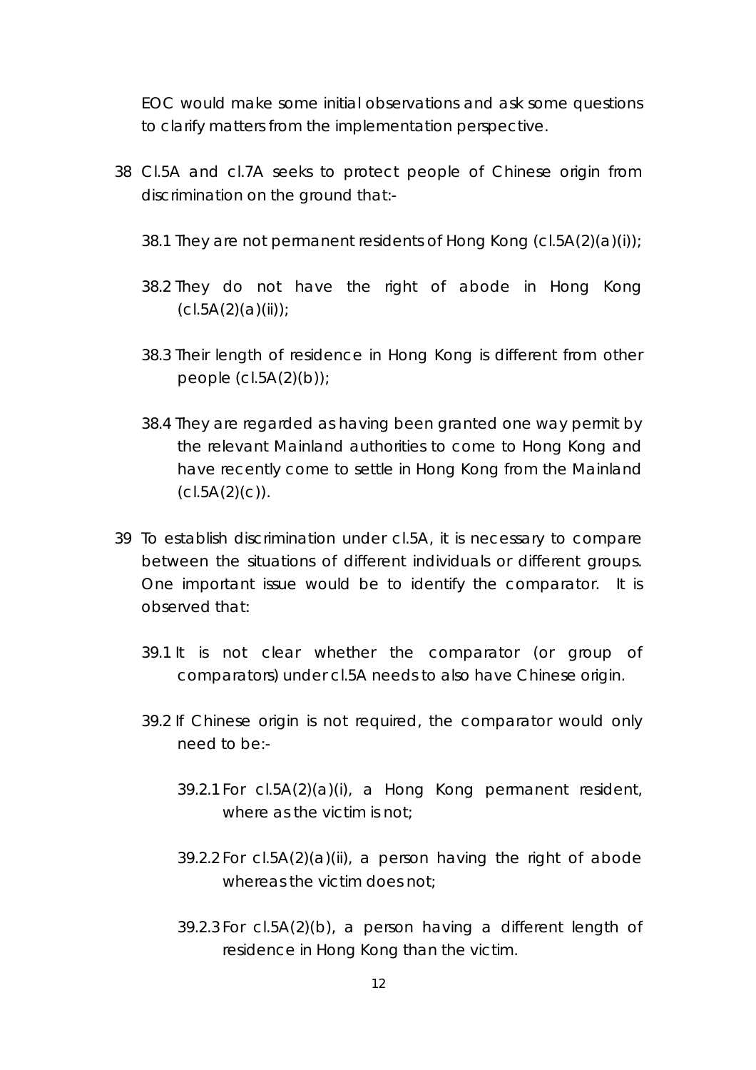EOC would make some initial observations and ask some questions to clarify matters from the implementation perspective.

38 Cl.5A and cl.7A seeks to protect people of Chinese origin from discrimination on the ground that:-

38.1 They are not permanent residents of Hong Kong (cl.5A(2)(a)(i));

38.2 They do not have the right of abode in Hong Kong (cl.5A(2)(a)(ii));

38.3 Their length of residence in Hong Kong is different from other people (cl.5A(2)(b));

38.4 They are regarded as having been granted one way permit by the relevant Mainland authorities to come to Hong Kong and have recently come to settle in Hong Kong from the Mainland (cl.5A(2)(c)).

39 To establish discrimination under cl.5A, it is necessary to compare between the situations of different individuals or different groups. One important issue would be to identify the comparator. It is observed that:

39.1 It is not clear whether the comparator (or group of comparators) under cl.5A needs to also have Chinese origin.

39.2 If Chinese origin is not required, the comparator would only need to be:-

39.2.1 For cl.5A(2)(a)(i), a Hong Kong permanent resident, where as the victim is not;

39.2.2 For cl.5A(2)(a)(ii), a person having the right of abode whereas the victim does not;

39.2.3 For cl.5A(2)(b), a person having a different length of residence in Hong Kong than the victim.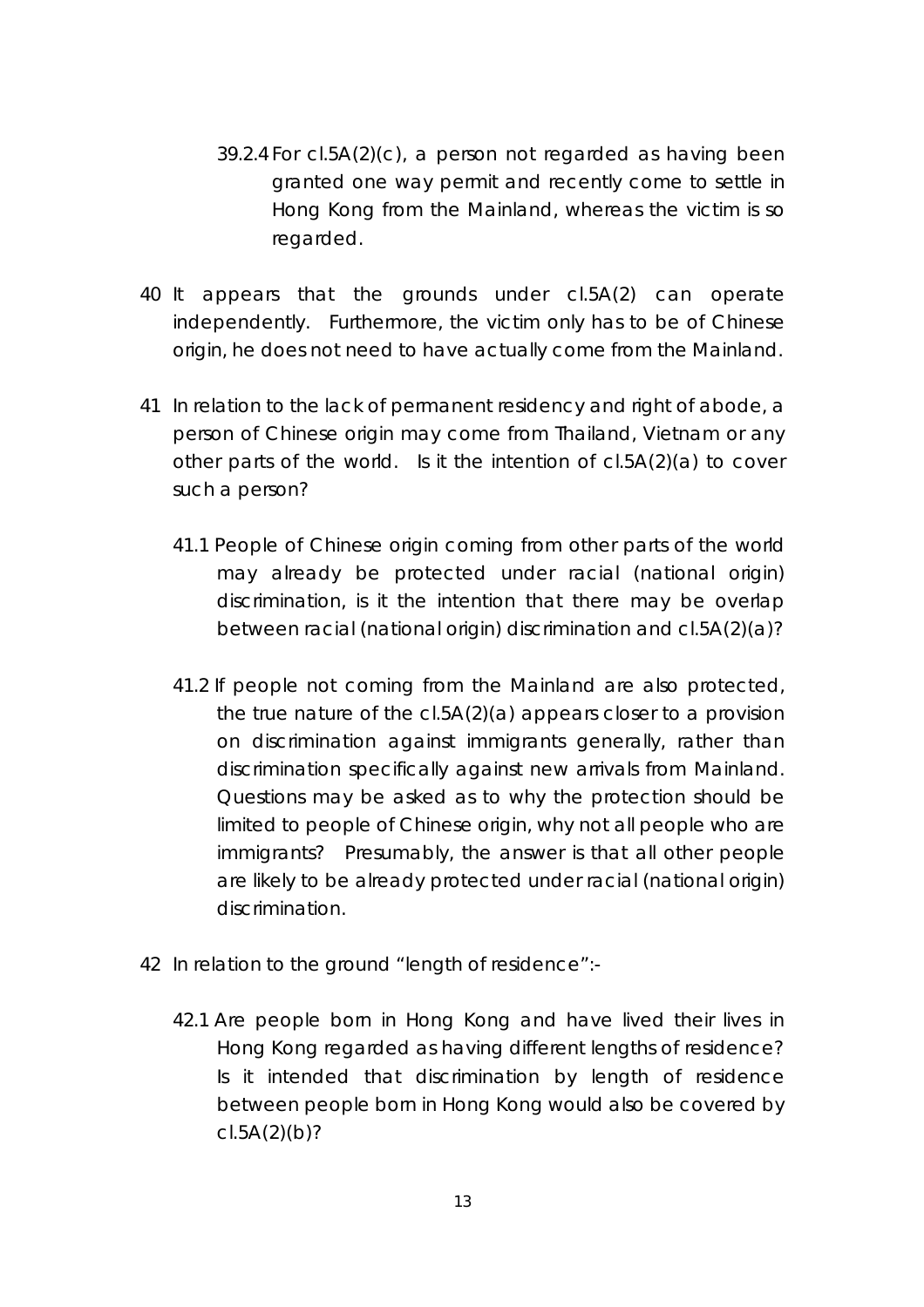39.2.4 For cl.5A(2)(c), a person not regarded as having been granted one way permit and recently come to settle in Hong Kong from the Mainland, whereas the victim is so regarded.

40 It appears that the grounds under cl.5A(2) can operate independently. Furthermore, the victim only has to be of Chinese origin, he does not need to have actually come from the Mainland.

41 In relation to the lack of permanent residency and right of abode, a person of Chinese origin may come from Thailand, Vietnam or any other parts of the world. Is it the intention of cl.5A(2)(a) to cover such a person?

41.1 People of Chinese origin coming from other parts of the world may already be protected under racial (national origin) discrimination, is it the intention that there may be overlap between racial (national origin) discrimination and cl.5A(2)(a)?

41.2 If people not coming from the Mainland are also protected, the true nature of the cl.5A(2)(a) appears closer to a provision on discrimination against immigrants generally, rather than discrimination specifically against new arrivals from Mainland. Questions may be asked as to why the protection should be limited to people of Chinese origin, why not all people who are immigrants? Presumably, the answer is that all other people are likely to be already protected under racial (national origin) discrimination.

42 In relation to the ground "length of residence":-

42.1 Are people born in Hong Kong and have lived their lives in Hong Kong regarded as having different lengths of residence? Is it intended that discrimination by length of residence between people born in Hong Kong would also be covered by cl.5A(2)(b)?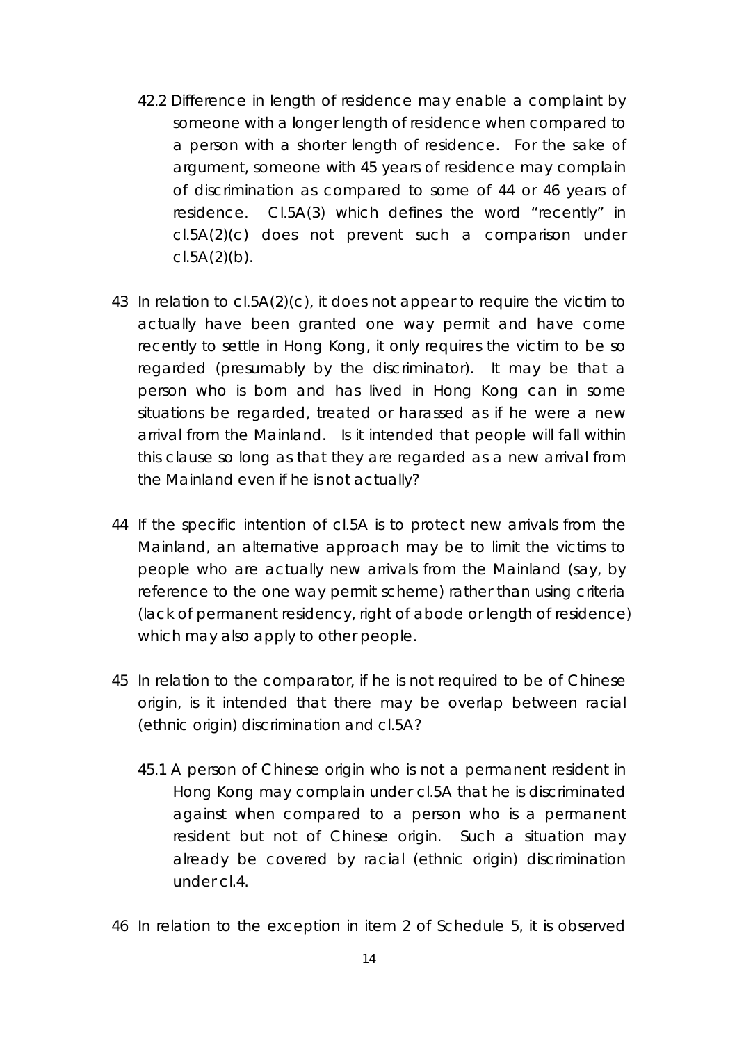42.2 Difference in length of residence may enable a complaint by someone with a longer length of residence when compared to a person with a shorter length of residence. For the sake of argument, someone with 45 years of residence may complain of discrimination as compared to some of 44 or 46 years of residence. Cl.5A(3) which defines the word "recently" in cl.5A(2)(c) does not prevent such a comparison under cl.5A(2)(b).

43 In relation to cl.5A(2)(c), it does not appear to require the victim to actually have been granted one way permit and have come recently to settle in Hong Kong, it only requires the victim to be so regarded (presumably by the discriminator). It may be that a person who is born and has lived in Hong Kong can in some situations be regarded, treated or harassed as if he were a new arrival from the Mainland. Is it intended that people will fall within this clause so long as that they are regarded as a new arrival from the Mainland even if he is not actually?

44 If the specific intention of cl.5A is to protect new arrivals from the Mainland, an alternative approach may be to limit the victims to people who are actually new arrivals from the Mainland (say, by reference to the one way permit scheme) rather than using criteria (lack of permanent residency, right of abode or length of residence) which may also apply to other people.

45 In relation to the comparator, if he is not required to be of Chinese origin, is it intended that there may be overlap between racial (ethnic origin) discrimination and cl.5A?

45.1 A person of Chinese origin who is not a permanent resident in Hong Kong may complain under cl.5A that he is discriminated against when compared to a person who is a permanent resident but not of Chinese origin. Such a situation may already be covered by racial (ethnic origin) discrimination under cl.4.

46 In relation to the exception in item 2 of Schedule 5, it is observed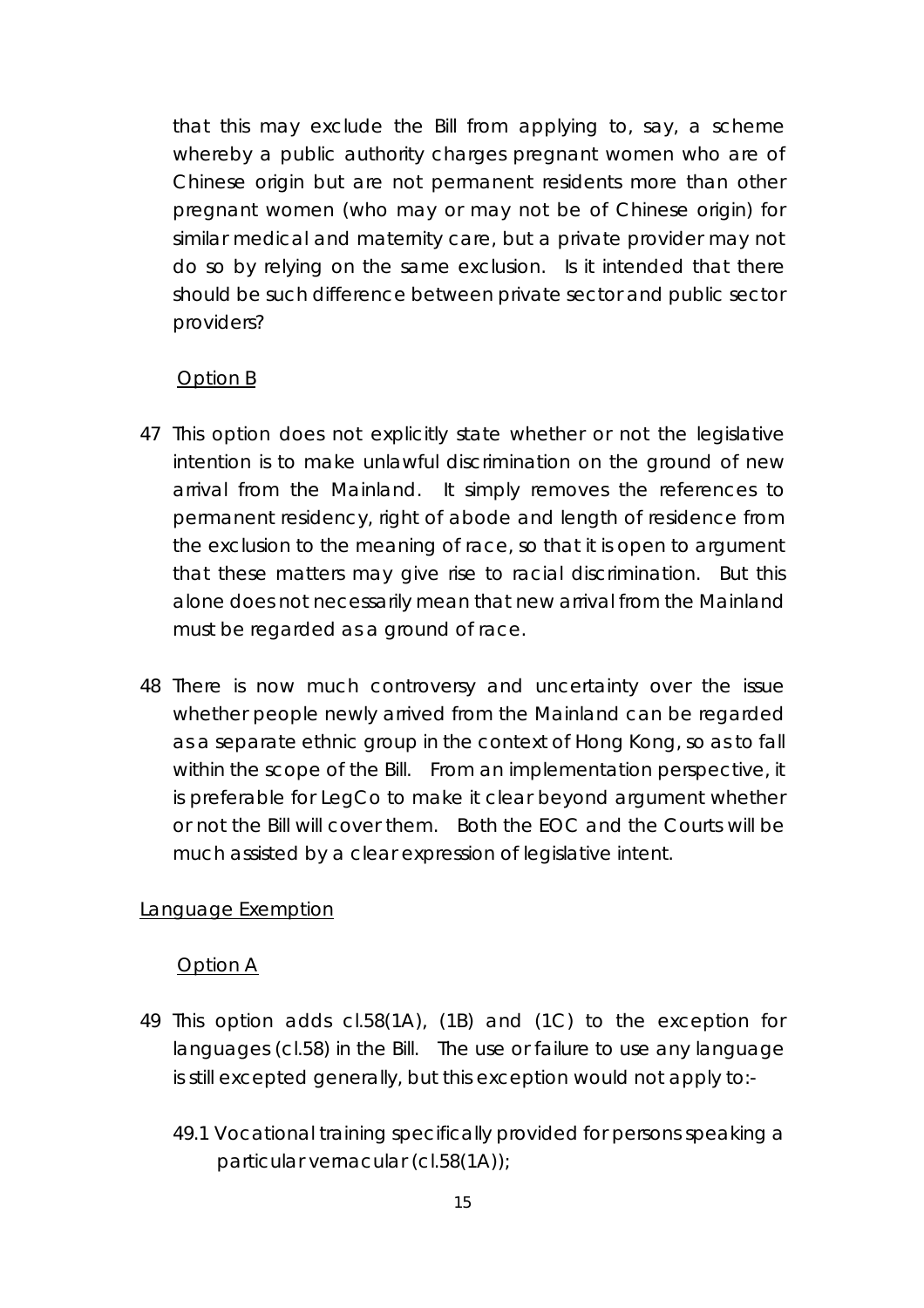that this may exclude the Bill from applying to, say, a scheme whereby a public authority charges pregnant women who are of Chinese origin but are not permanent residents more than other pregnant women (who may or may not be of Chinese origin) for similar medical and maternity care, but a private provider may not do so by relying on the same exclusion. Is it intended that there should be such difference between private sector and public sector providers?

<u>Option B</u>

47 This option does not explicitly state whether or not the legislative intention is to make unlawful discrimination on the ground of new arrival from the Mainland. It simply removes the references to permanent residency, right of abode and length of residence from the exclusion to the meaning of race, so that it is open to argument that these matters may give rise to racial discrimination. But this alone does not necessarily mean that new arrival from the Mainland must be regarded as a ground of race.

48 There is now much controversy and uncertainty over the issue whether people newly arrived from the Mainland can be regarded as a separate ethnic group in the context of Hong Kong, so as to fall within the scope of the Bill. From an implementation perspective, it is preferable for LegCo to make it clear beyond argument whether or not the Bill will cover them. Both the EOC and the Courts will be much assisted by a clear expression of legislative intent.

<u>Language Exemption</u>

<u>Option A</u>

49 This option adds cl.58(1A), (1B) and (1C) to the exception for languages (cl.58) in the Bill. The use or failure to use any language is still excepted generally, but this exception would not apply to:-

49.1 Vocational training specifically provided for persons speaking a particular vernacular (cl.58(1A));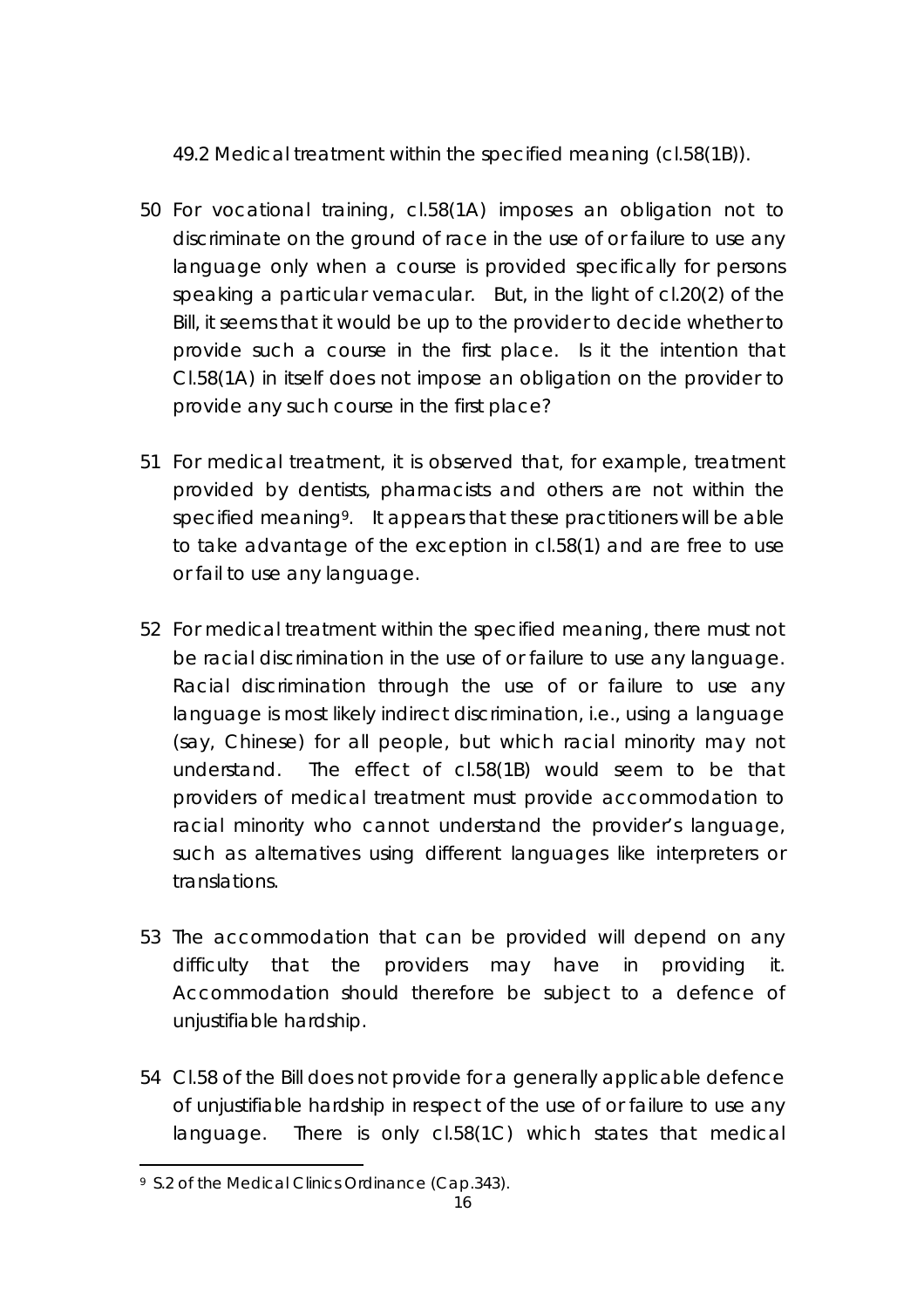49.2 Medical treatment within the specified meaning (cl.58(1B)).

50 For vocational training, cl.58(1A) imposes an obligation not to discriminate on the ground of race in the use of or failure to use any language only when a course is provided specifically for persons speaking a particular vernacular. But, in the light of cl.20(2) of the Bill, it seems that it would be up to the provider to decide whether to provide such a course in the first place. Is it the intention that Cl.58(1A) in itself does not impose an obligation on the provider to provide any such course in the first place?

51 For medical treatment, it is observed that, for example, treatment provided by dentists, pharmacists and others are not within the specified meaning[9]. It appears that these practitioners will be able to take advantage of the exception in cl.58(1) and are free to use or fail to use any language.

52 For medical treatment within the specified meaning, there must not be racial discrimination in the use of or failure to use any language. Racial discrimination through the use of or failure to use any language is most likely indirect discrimination, i.e., using a language (say, Chinese) for all people, but which racial minority may not understand. The effect of cl.58(1B) would seem to be that providers of medical treatment must provide accommodation to racial minority who cannot understand the provider's language, such as alternatives using different languages like interpreters or translations.

53 The accommodation that can be provided will depend on any difficulty that the providers may have in providing it. Accommodation should therefore be subject to a defence of unjustifiable hardship.

54 Cl.58 of the Bill does not provide for a generally applicable defence of unjustifiable hardship in respect of the use of or failure to use any language. There is only cl.58(1C) which states that medical

[9] S.2 of the Medical Clinics Ordinance (Cap.343).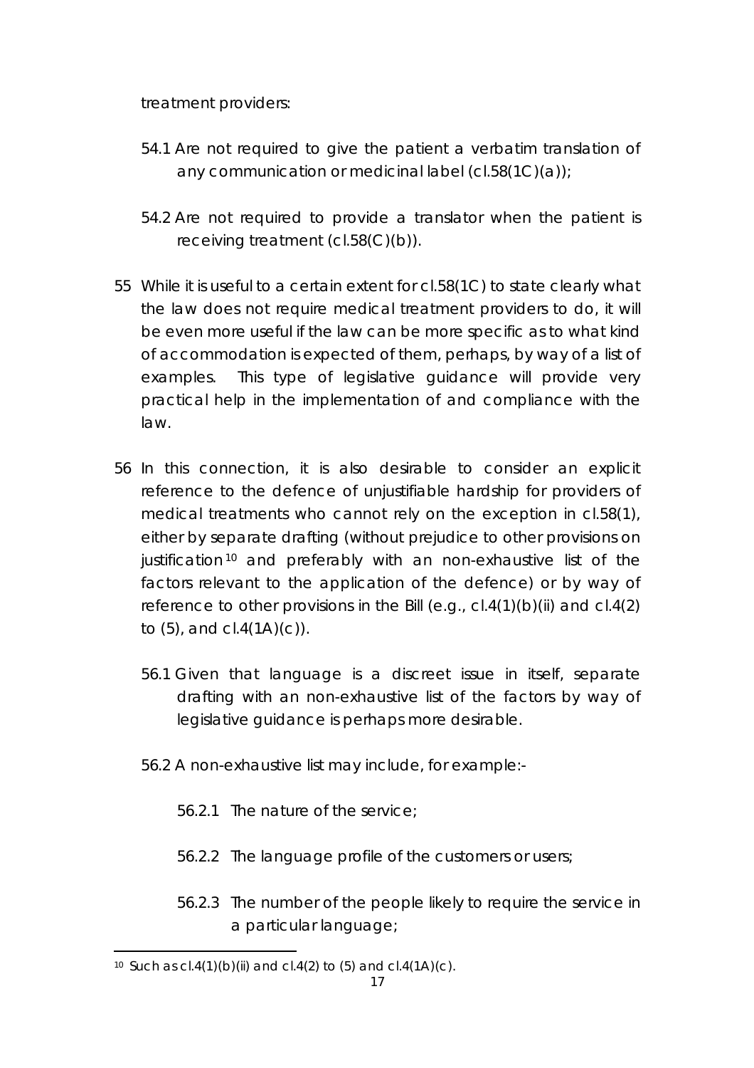treatment providers:

54.1 Are not required to give the patient a verbatim translation of any communication or medicinal label (cl.58(1C)(a));

54.2 Are not required to provide a translator when the patient is receiving treatment (cl.58(C)(b)).

55 While it is useful to a certain extent for cl.58(1C) to state clearly what the law does not require medical treatment providers to do, it will be even more useful if the law can be more specific as to what kind of accommodation is expected of them, perhaps, by way of a list of examples. This type of legislative guidance will provide very practical help in the implementation of and compliance with the law.

56 In this connection, it is also desirable to consider an explicit reference to the defence of unjustifiable hardship for providers of medical treatments who cannot rely on the exception in cl.58(1), either by separate drafting (without prejudice to other provisions on justification[10] and preferably with an non-exhaustive list of the factors relevant to the application of the defence) or by way of reference to other provisions in the Bill (e.g., cl.4(1)(b)(ii) and cl.4(2) to (5), and cl.4(1A)(c)).

56.1 Given that language is a discreet issue in itself, separate drafting with an non-exhaustive list of the factors by way of legislative guidance is perhaps more desirable.

56.2 A non-exhaustive list may include, for example:-

56.2.1 The nature of the service;

56.2.2 The language profile of the customers or users;

56.2.3 The number of the people likely to require the service in a particular language;

[10] Such as cl.4(1)(b)(ii) and cl.4(2) to (5) and cl.4(1A)(c).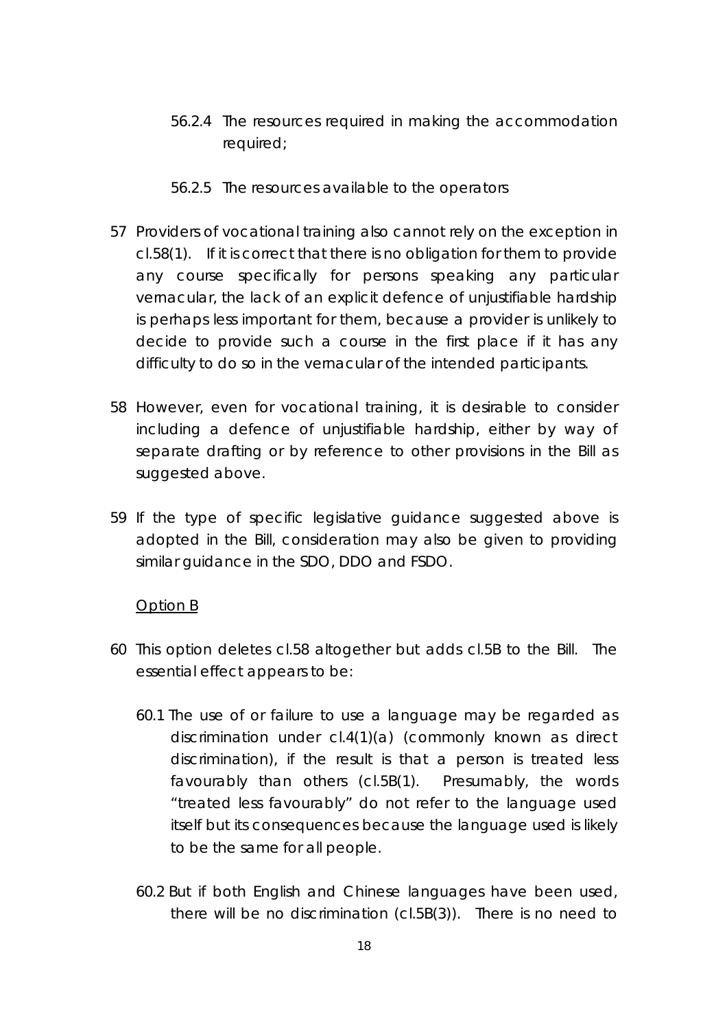56.2.4 The resources required in making the accommodation required;

56.2.5 The resources available to the operators

57 Providers of vocational training also cannot rely on the exception in cl.58(1). If it is correct that there is no obligation for them to provide any course specifically for persons speaking any particular vernacular, the lack of an explicit defence of unjustifiable hardship is perhaps less important for them, because a provider is unlikely to decide to provide such a course in the first place if it has any difficulty to do so in the vernacular of the intended participants.

58 However, even for vocational training, it is desirable to consider including a defence of unjustifiable hardship, either by way of separate drafting or by reference to other provisions in the Bill as suggested above.

59 If the type of specific legislative guidance suggested above is adopted in the Bill, consideration may also be given to providing similar guidance in the SDO, DDO and FSDO.

<u>Option B</u>

60 This option deletes cl.58 altogether but adds cl.5B to the Bill. The essential effect appears to be:

60.1 The use of or failure to use a language may be regarded as discrimination under cl.4(1)(a) (commonly known as direct discrimination), if the result is that a person is treated less favourably than others (cl.5B(1). Presumably, the words "treated less favourably" do not refer to the language used itself but its consequences because the language used is likely to be the same for all people.

60.2 But if both English and Chinese languages have been used, there will be no discrimination (cl.5B(3)). There is no need to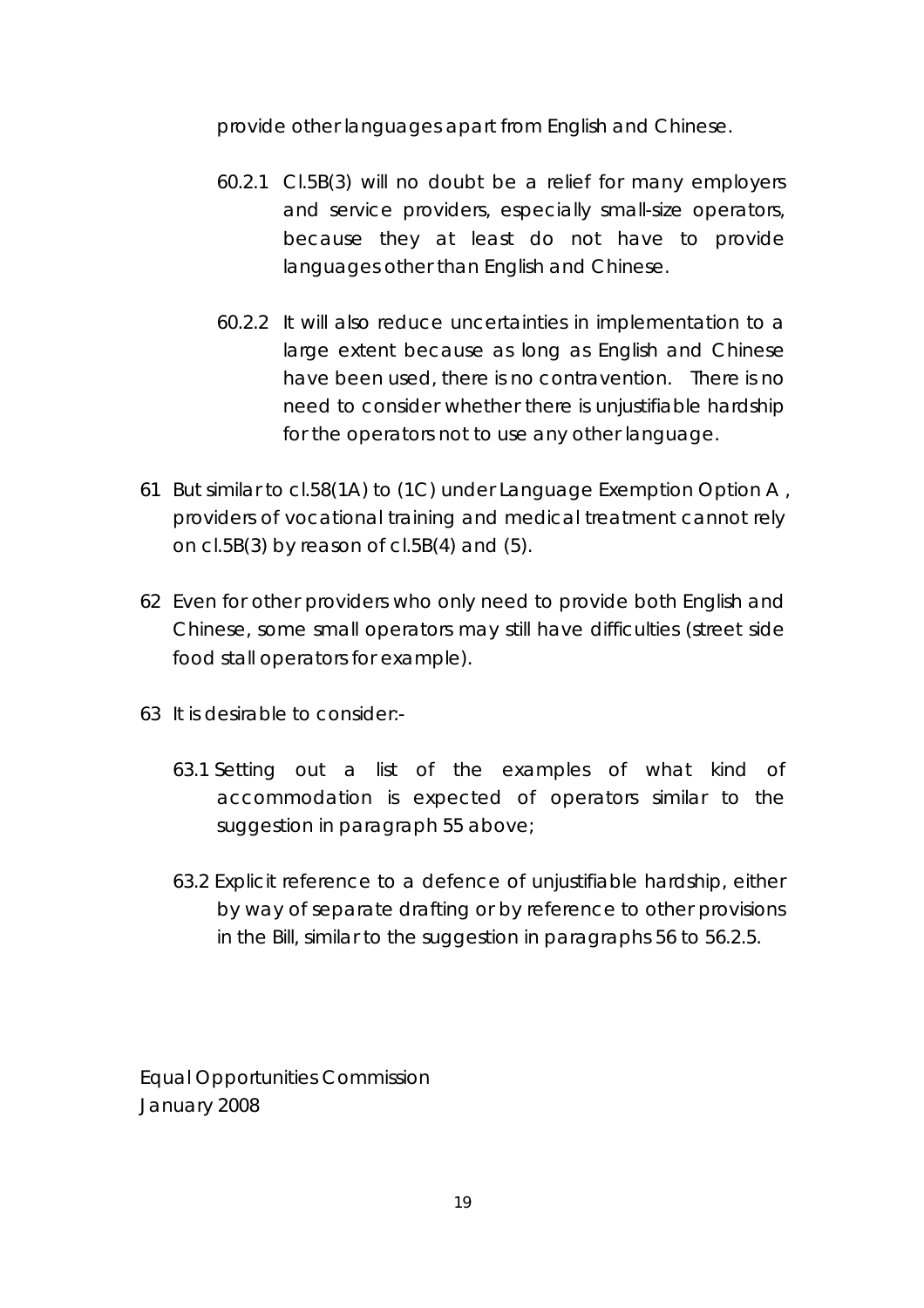provide other languages apart from English and Chinese.

60.2.1 Cl.5B(3) will no doubt be a relief for many employers and service providers, especially small-size operators, because they at least do not have to provide languages other than English and Chinese.

60.2.2 It will also reduce uncertainties in implementation to a large extent because as long as English and Chinese have been used, there is no contravention. There is no need to consider whether there is unjustifiable hardship for the operators not to use any other language.

61 But similar to cl.58(1A) to (1C) under Language Exemption Option A , providers of vocational training and medical treatment cannot rely on cl.5B(3) by reason of cl.5B(4) and (5).

62 Even for other providers who only need to provide both English and Chinese, some small operators may still have difficulties (street side food stall operators for example).

63 It is desirable to consider:-

63.1 Setting out a list of the examples of what kind of accommodation is expected of operators similar to the suggestion in paragraph 55 above;

63.2 Explicit reference to a defence of unjustifiable hardship, either by way of separate drafting or by reference to other provisions in the Bill, similar to the suggestion in paragraphs 56 to 56.2.5.

Equal Opportunities Commission
January 2008